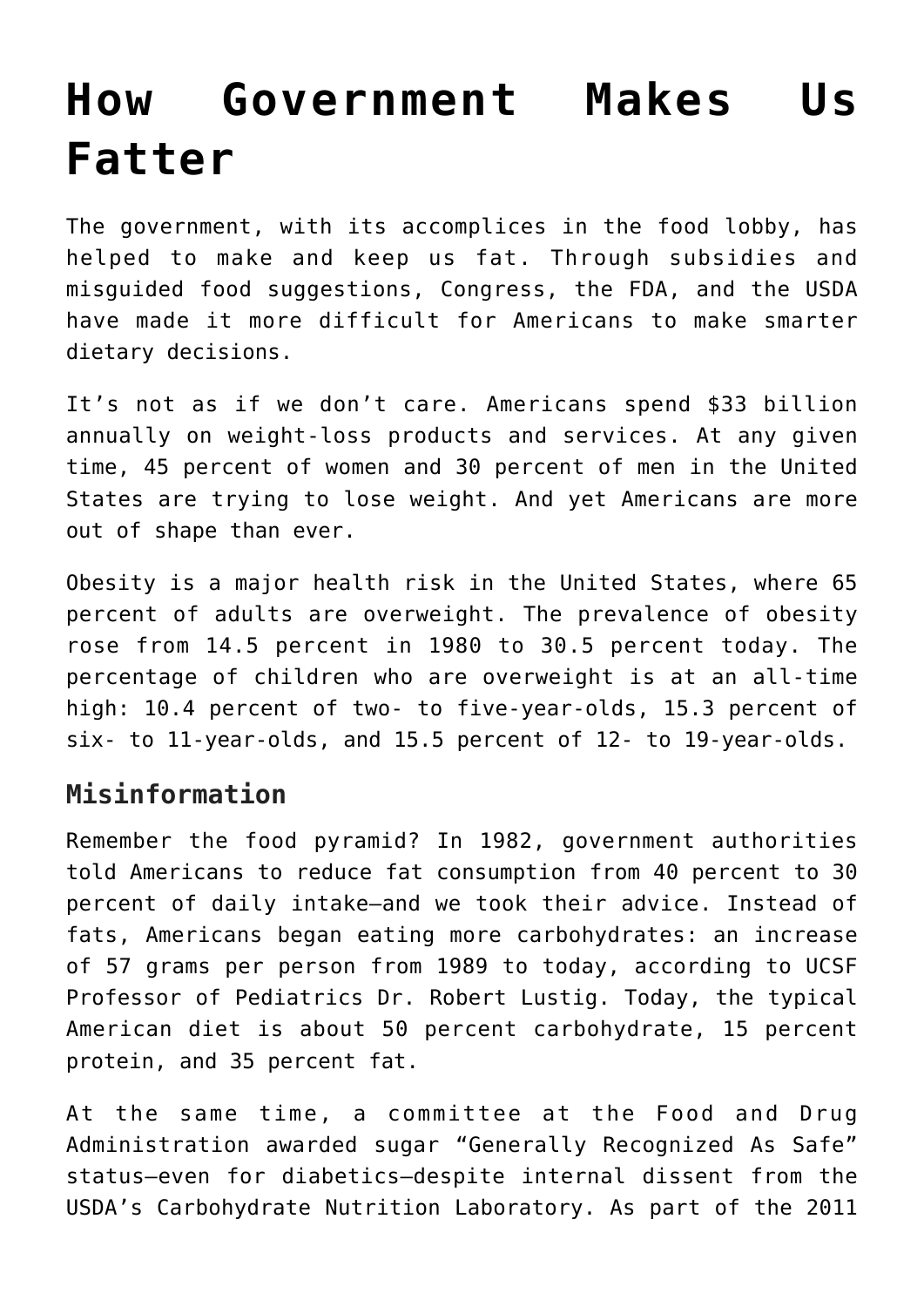# How Government Makes Us Fatter

The government, with its accomplices in the food lobby, has helped to make and keep us fat. Through subsidies and misguided food suggestions, Congress, the FDA, and the USDA have made it more difficult for Americans to make smarter dietary decisions.

It's not as if we don't care. Americans spend $33 billion annually on weight-loss products and services. At any given time, 45 percent of women and 30 percent of men in the United States are trying to lose weight. And yet Americans are more out of shape than ever.

Obesity is a major health risk in the United States, where 65 percent of adults are overweight. The prevalence of obesity rose from 14.5 percent in 1980 to 30.5 percent today. The percentage of children who are overweight is at an all-time high: 10.4 percent of two- to five-year-olds, 15.3 percent of six- to 11-year-olds, and 15.5 percent of 12- to 19-year-olds.

## Misinformation

Remember the food pyramid? In 1982, government authorities told Americans to reduce fat consumption from 40 percent to 30 percent of daily intake—and we took their advice. Instead of fats, Americans began eating more carbohydrates: an increase of 57 grams per person from 1989 to today, according to UCSF Professor of Pediatrics Dr. Robert Lustig. Today, the typical American diet is about 50 percent carbohydrate, 15 percent protein, and 35 percent fat.

At the same time, a committee at the Food and Drug Administration awarded sugar "Generally Recognized As Safe" status—even for diabetics—despite internal dissent from the USDA's Carbohydrate Nutrition Laboratory. As part of the 2011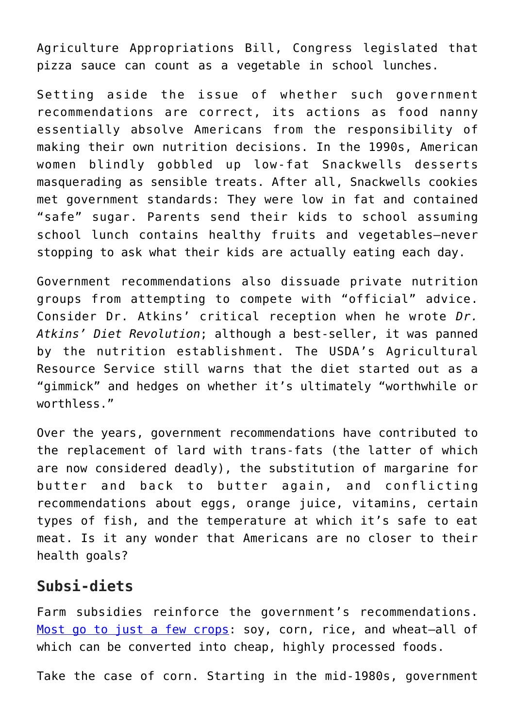Agriculture Appropriations Bill, Congress legislated that pizza sauce can count as a vegetable in school lunches.

Setting aside the issue of whether such government recommendations are correct, its actions as food nanny essentially absolve Americans from the responsibility of making their own nutrition decisions. In the 1990s, American women blindly gobbled up low-fat Snackwells desserts masquerading as sensible treats. After all, Snackwells cookies met government standards: They were low in fat and contained "safe" sugar. Parents send their kids to school assuming school lunch contains healthy fruits and vegetables—never stopping to ask what their kids are actually eating each day.

Government recommendations also dissuade private nutrition groups from attempting to compete with "official" advice. Consider Dr. Atkins' critical reception when he wrote *Dr. Atkins' Diet Revolution*; although a best-seller, it was panned by the nutrition establishment. The USDA's Agricultural Resource Service still warns that the diet started out as a "gimmick" and hedges on whether it's ultimately "worthwhile or worthless."

Over the years, government recommendations have contributed to the replacement of lard with trans-fats (the latter of which are now considered deadly), the substitution of margarine for butter and back to butter again, and conflicting recommendations about eggs, orange juice, vitamins, certain types of fish, and the temperature at which it's safe to eat meat. Is it any wonder that Americans are no closer to their health goals?

## Subsi-diets

Farm subsidies reinforce the government's recommendations. Most go to just a few crops: soy, corn, rice, and wheat—all of which can be converted into cheap, highly processed foods.

Take the case of corn. Starting in the mid-1980s, government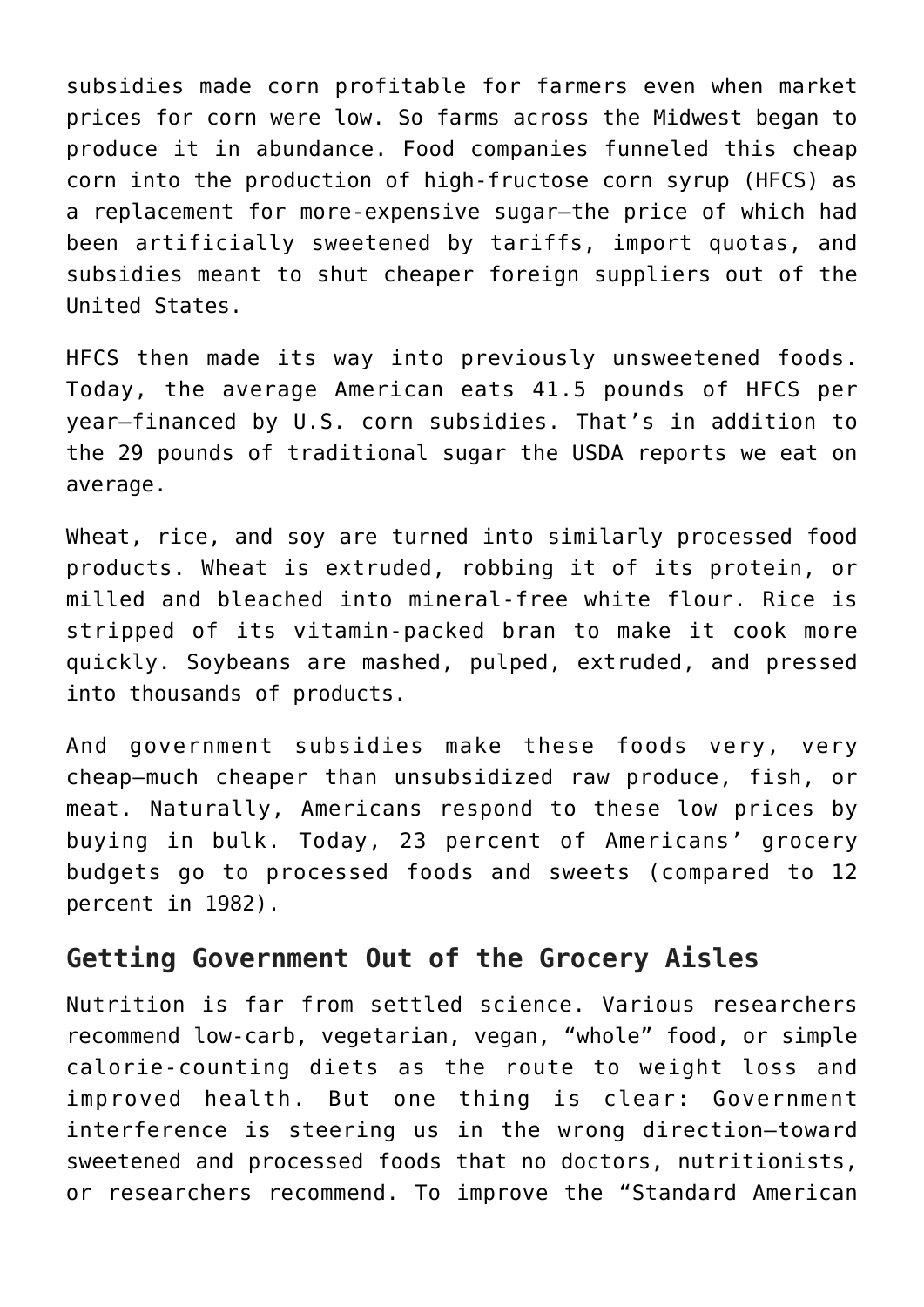subsidies made corn profitable for farmers even when market prices for corn were low. So farms across the Midwest began to produce it in abundance. Food companies funneled this cheap corn into the production of high-fructose corn syrup (HFCS) as a replacement for more-expensive sugar—the price of which had been artificially sweetened by tariffs, import quotas, and subsidies meant to shut cheaper foreign suppliers out of the United States.

HFCS then made its way into previously unsweetened foods. Today, the average American eats 41.5 pounds of HFCS per year—financed by U.S. corn subsidies. That's in addition to the 29 pounds of traditional sugar the USDA reports we eat on average.

Wheat, rice, and soy are turned into similarly processed food products. Wheat is extruded, robbing it of its protein, or milled and bleached into mineral-free white flour. Rice is stripped of its vitamin-packed bran to make it cook more quickly. Soybeans are mashed, pulped, extruded, and pressed into thousands of products.

And government subsidies make these foods very, very cheap—much cheaper than unsubsidized raw produce, fish, or meat. Naturally, Americans respond to these low prices by buying in bulk. Today, 23 percent of Americans' grocery budgets go to processed foods and sweets (compared to 12 percent in 1982).

## Getting Government Out of the Grocery Aisles

Nutrition is far from settled science. Various researchers recommend low-carb, vegetarian, vegan, "whole" food, or simple calorie-counting diets as the route to weight loss and improved health. But one thing is clear: Government interference is steering us in the wrong direction—toward sweetened and processed foods that no doctors, nutritionists, or researchers recommend. To improve the "Standard American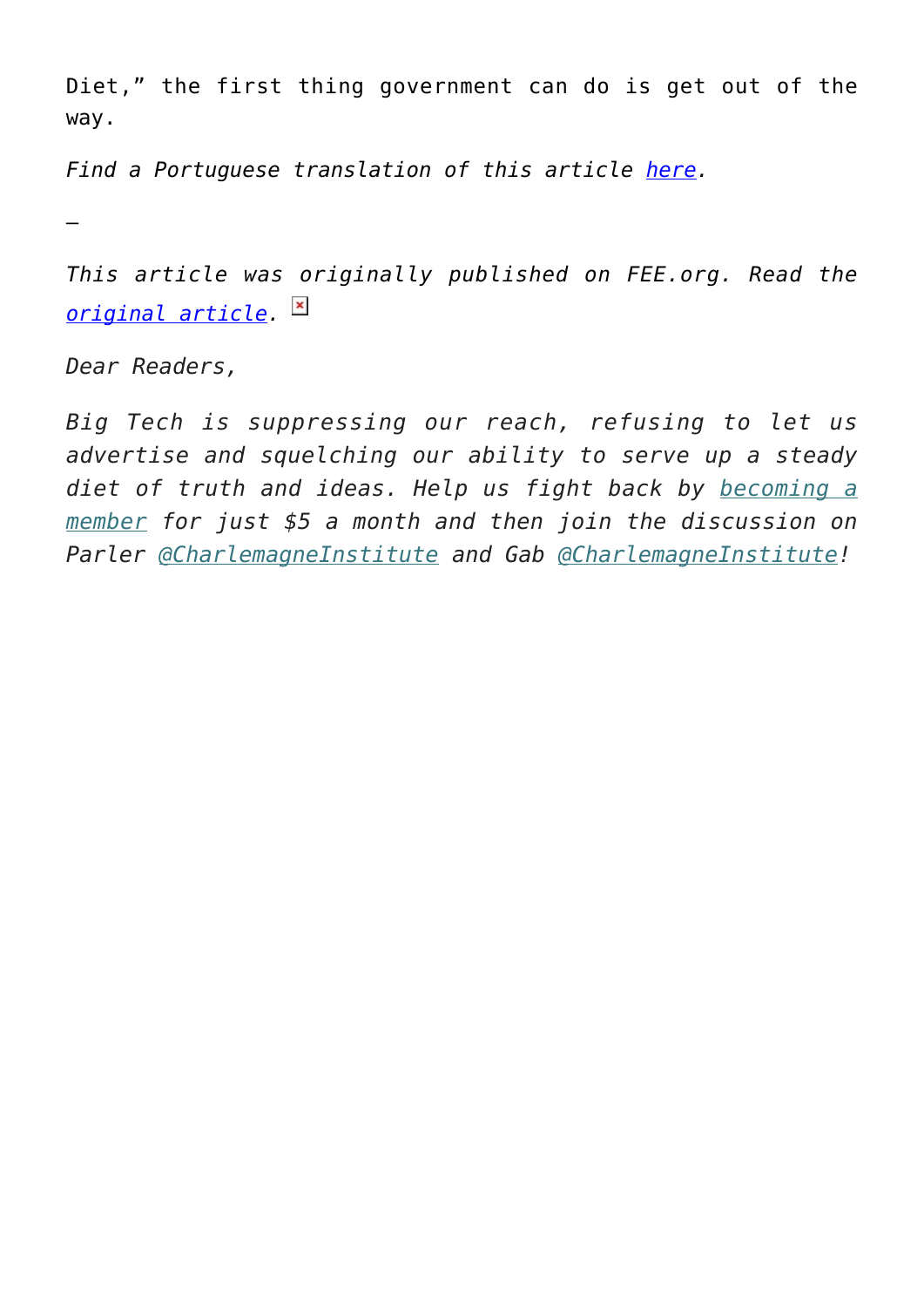Diet," the first thing government can do is get out of the way.

*Find a Portuguese translation of this article here.*

—

*This article was originally published on FEE.org. Read the original article.*

*Dear Readers,*

*Big Tech is suppressing our reach, refusing to let us advertise and squelching our ability to serve up a steady diet of truth and ideas. Help us fight back by becoming a member for just $5 a month and then join the discussion on Parler @CharlemagneInstitute and Gab @CharlemagneInstitute!*